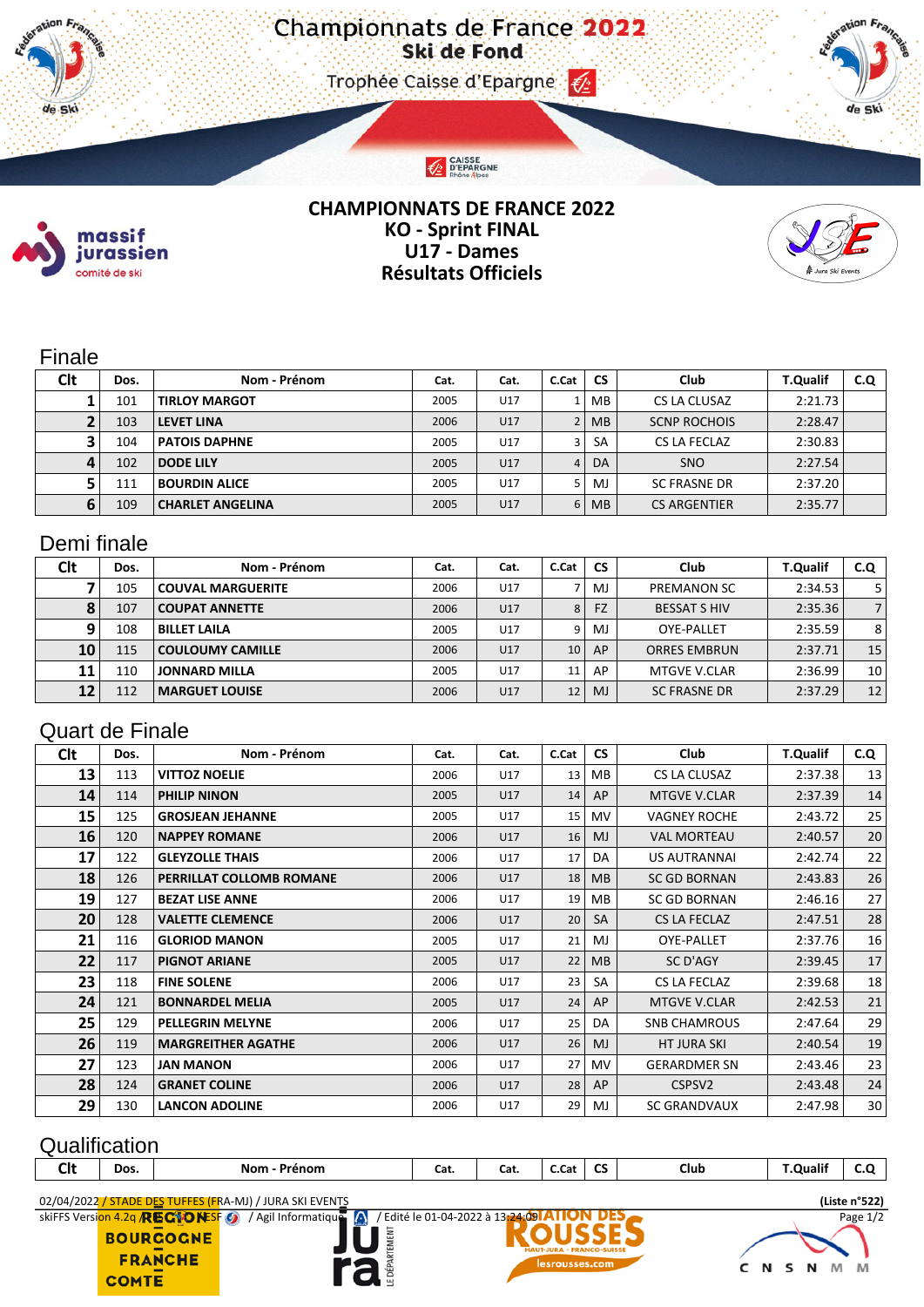# Championnats de France 2022
## Ski de Fond
Trophée Caisse d'Epargne

**CHAMPIONNATS DE FRANCE 2022**
**KO - Sprint FINAL**
**U17 - Dames**
**Résultats Officiels**

## Finale

| Clt | Dos. | Nom - Prénom | Cat. | Cat. | C.Cat | CS | Club | T.Qualif | C.Q |
|---|---|---|---|---|---|---|---|---|---|
| 1 | 101 | TIRLOY MARGOT | 2005 | U17 | 1 | MB | CS LA CLUSAZ | 2:21.73 | |
| 2 | 103 | LEVET LINA | 2006 | U17 | 2 | MB | SCNP ROCHOIS | 2:28.47 | |
| 3 | 104 | PATOIS DAPHNE | 2005 | U17 | 3 | SA | CS LA FECLAZ | 2:30.83 | |
| 4 | 102 | DODE LILY | 2005 | U17 | 4 | DA | SNO | 2:27.54 | |
| 5 | 111 | BOURDIN ALICE | 2005 | U17 | 5 | MJ | SC FRASNE DR | 2:37.20 | |
| 6 | 109 | CHARLET ANGELINA | 2005 | U17 | 6 | MB | CS ARGENTIER | 2:35.77 | |

## Demi finale

| Clt | Dos. | Nom - Prénom | Cat. | Cat. | C.Cat | CS | Club | T.Qualif | C.Q |
|---|---|---|---|---|---|---|---|---|---|
| 7 | 105 | COUVAL MARGUERITE | 2006 | U17 | 7 | MJ | PREMANON SC | 2:34.53 | 5 |
| 8 | 107 | COUPAT ANNETTE | 2006 | U17 | 8 | FZ | BESSAT S HIV | 2:35.36 | 7 |
| 9 | 108 | BILLET LAILA | 2005 | U17 | 9 | MJ | OYE-PALLET | 2:35.59 | 8 |
| 10 | 115 | COULOUMY CAMILLE | 2006 | U17 | 10 | AP | ORRES EMBRUN | 2:37.71 | 15 |
| 11 | 110 | JONNARD MILLA | 2005 | U17 | 11 | AP | MTGVE V.CLAR | 2:36.99 | 10 |
| 12 | 112 | MARGUET LOUISE | 2006 | U17 | 12 | MJ | SC FRASNE DR | 2:37.29 | 12 |

## Quart de Finale

| Clt | Dos. | Nom - Prénom | Cat. | Cat. | C.Cat | CS | Club | T.Qualif | C.Q |
|---|---|---|---|---|---|---|---|---|---|
| 13 | 113 | VITTOZ NOELIE | 2006 | U17 | 13 | MB | CS LA CLUSAZ | 2:37.38 | 13 |
| 14 | 114 | PHILIP NINON | 2005 | U17 | 14 | AP | MTGVE V.CLAR | 2:37.39 | 14 |
| 15 | 125 | GROSJEAN JEHANNE | 2005 | U17 | 15 | MV | VAGNEY ROCHE | 2:43.72 | 25 |
| 16 | 120 | NAPPEY ROMANE | 2006 | U17 | 16 | MJ | VAL MORTEAU | 2:40.57 | 20 |
| 17 | 122 | GLEYZOLLE THAIS | 2006 | U17 | 17 | DA | US AUTRANNAI | 2:42.74 | 22 |
| 18 | 126 | PERRILLAT COLLOMB ROMANE | 2006 | U17 | 18 | MB | SC GD BORNAN | 2:43.83 | 26 |
| 19 | 127 | BEZAT LISE ANNE | 2006 | U17 | 19 | MB | SC GD BORNAN | 2:46.16 | 27 |
| 20 | 128 | VALETTE CLEMENCE | 2006 | U17 | 20 | SA | CS LA FECLAZ | 2:47.51 | 28 |
| 21 | 116 | GLORIOD MANON | 2005 | U17 | 21 | MJ | OYE-PALLET | 2:37.76 | 16 |
| 22 | 117 | PIGNOT ARIANE | 2005 | U17 | 22 | MB | SC D'AGY | 2:39.45 | 17 |
| 23 | 118 | FINE SOLENE | 2006 | U17 | 23 | SA | CS LA FECLAZ | 2:39.68 | 18 |
| 24 | 121 | BONNARDEL MELIA | 2005 | U17 | 24 | AP | MTGVE V.CLAR | 2:42.53 | 21 |
| 25 | 129 | PELLEGRIN MELYNE | 2006 | U17 | 25 | DA | SNB CHAMROUS | 2:47.64 | 29 |
| 26 | 119 | MARGREITHER AGATHE | 2006 | U17 | 26 | MJ | HT JURA SKI | 2:40.54 | 19 |
| 27 | 123 | JAN MANON | 2006 | U17 | 27 | MV | GERARDMER SN | 2:43.46 | 23 |
| 28 | 124 | GRANET COLINE | 2006 | U17 | 28 | AP | CSPSV2 | 2:43.48 | 24 |
| 29 | 130 | LANCON ADOLINE | 2006 | U17 | 29 | MJ | SC GRANDVAUX | 2:47.98 | 30 |

## Qualification

| Clt | Dos. | Nom - Prénom | Cat. | Cat. | C.Cat | CS | Club | T.Qualif | C.Q |
|---|---|---|---|---|---|---|---|---|---|

02/04/2022 / STADE DES TUFFES (FRA-MJ) / JURA SKI EVENTS (Liste n°522)
skiFFS Version 4.2q / FFS-ESF / Agil Informatique / Edité le 01-04-2022 à 13:24:09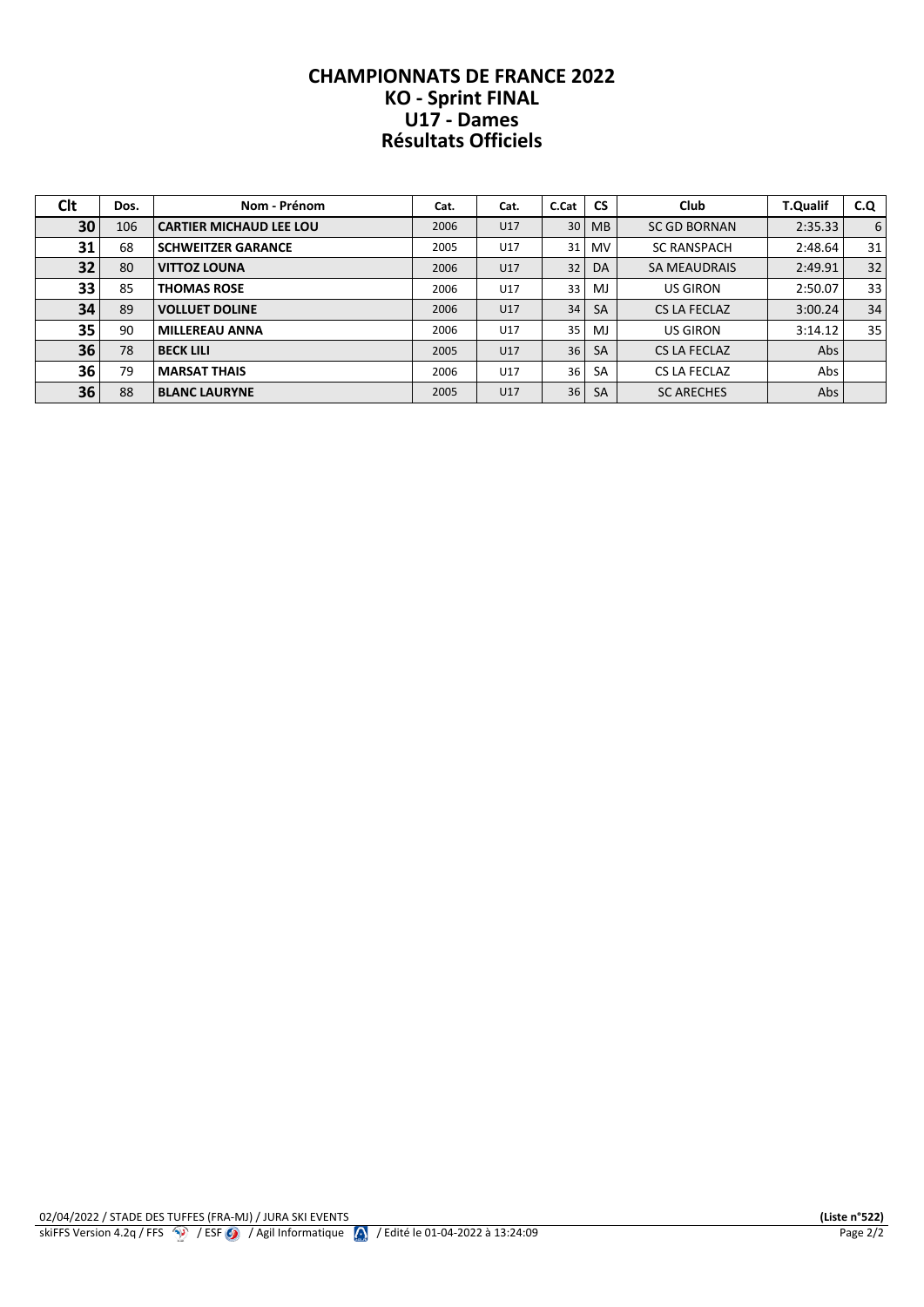# CHAMPIONNATS DE FRANCE 2022
## KO - Sprint FINAL
## U17 - Dames
## Résultats Officiels

| Clt | Dos. | Nom - Prénom | Cat. | Cat. | C.Cat | CS | Club | T.Qualif | C.Q |
|---|---|---|---|---|---|---|---|---|---|
| 30 | 106 | **CARTIER MICHAUD LEE LOU** | 2006 | U17 | 30 | MB | SC GD BORNAN | 2:35.33 | 6 |
| 31 | 68 | **SCHWEITZER GARANCE** | 2005 | U17 | 31 | MV | SC RANSPACH | 2:48.64 | 31 |
| 32 | 80 | **VITTOZ LOUNA** | 2006 | U17 | 32 | DA | SA MEAUDRAIS | 2:49.91 | 32 |
| 33 | 85 | **THOMAS ROSE** | 2006 | U17 | 33 | MJ | US GIRON | 2:50.07 | 33 |
| 34 | 89 | **VOLLUET DOLINE** | 2006 | U17 | 34 | SA | CS LA FECLAZ | 3:00.24 | 34 |
| 35 | 90 | **MILLEREAU ANNA** | 2006 | U17 | 35 | MJ | US GIRON | 3:14.12 | 35 |
| 36 | 78 | **BECK LILI** | 2005 | U17 | 36 | SA | CS LA FECLAZ | Abs | |
| 36 | 79 | **MARSAT THAIS** | 2006 | U17 | 36 | SA | CS LA FECLAZ | Abs | |
| 36 | 88 | **BLANC LAURYNE** | 2005 | U17 | 36 | SA | SC ARECHES | Abs | |

02/04/2022 / STADE DES TUFFES (FRA-MJ) / JURA SKI EVENTS **(Liste n°522)**

skiFFS Version 4.2q / FFS / ESF / Agil Informatique / Edité le 01-04-2022 à 13:24:09